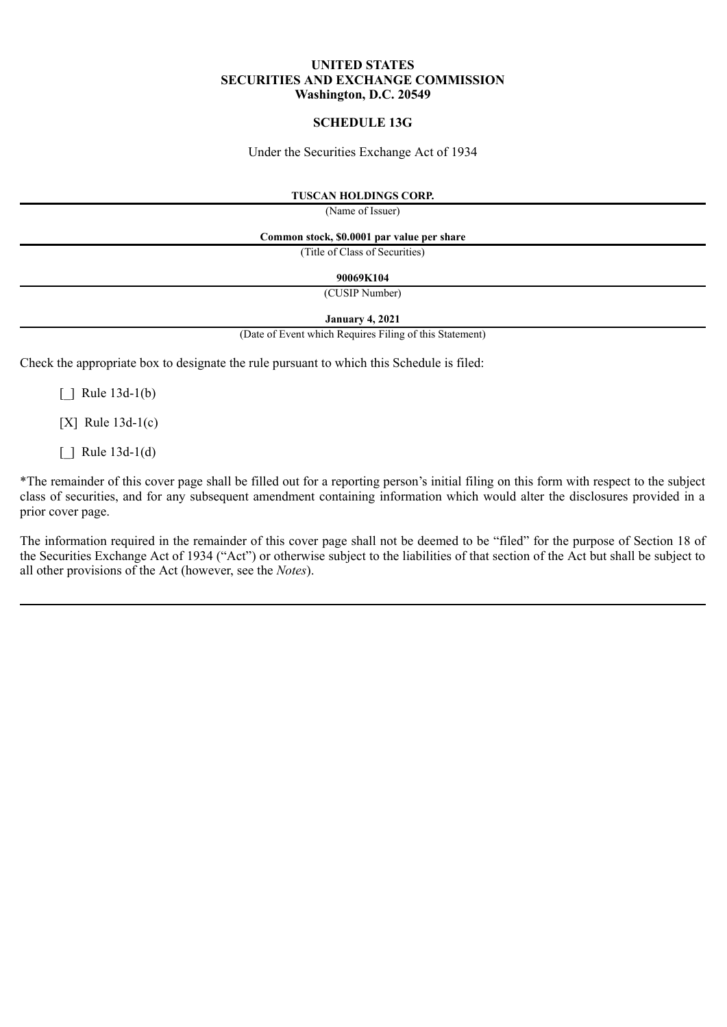**UNITED STATES**
**SECURITIES AND EXCHANGE COMMISSION**
**Washington, D.C. 20549**

**SCHEDULE 13G**

Under the Securities Exchange Act of 1934

**TUSCAN HOLDINGS CORP.**

(Name of Issuer)

**Common stock, $0.0001 par value per share**

(Title of Class of Securities)

**90069K104**

(CUSIP Number)

**January 4, 2021**

(Date of Event which Requires Filing of this Statement)

Check the appropriate box to designate the rule pursuant to which this Schedule is filed:

[_] Rule 13d-1(b)

[X] Rule 13d-1(c)

[_] Rule 13d-1(d)

*The remainder of this cover page shall be filled out for a reporting person's initial filing on this form with respect to the subject class of securities, and for any subsequent amendment containing information which would alter the disclosures provided in a prior cover page.

The information required in the remainder of this cover page shall not be deemed to be "filed" for the purpose of Section 18 of the Securities Exchange Act of 1934 ("Act") or otherwise subject to the liabilities of that section of the Act but shall be subject to all other provisions of the Act (however, see the *Notes*).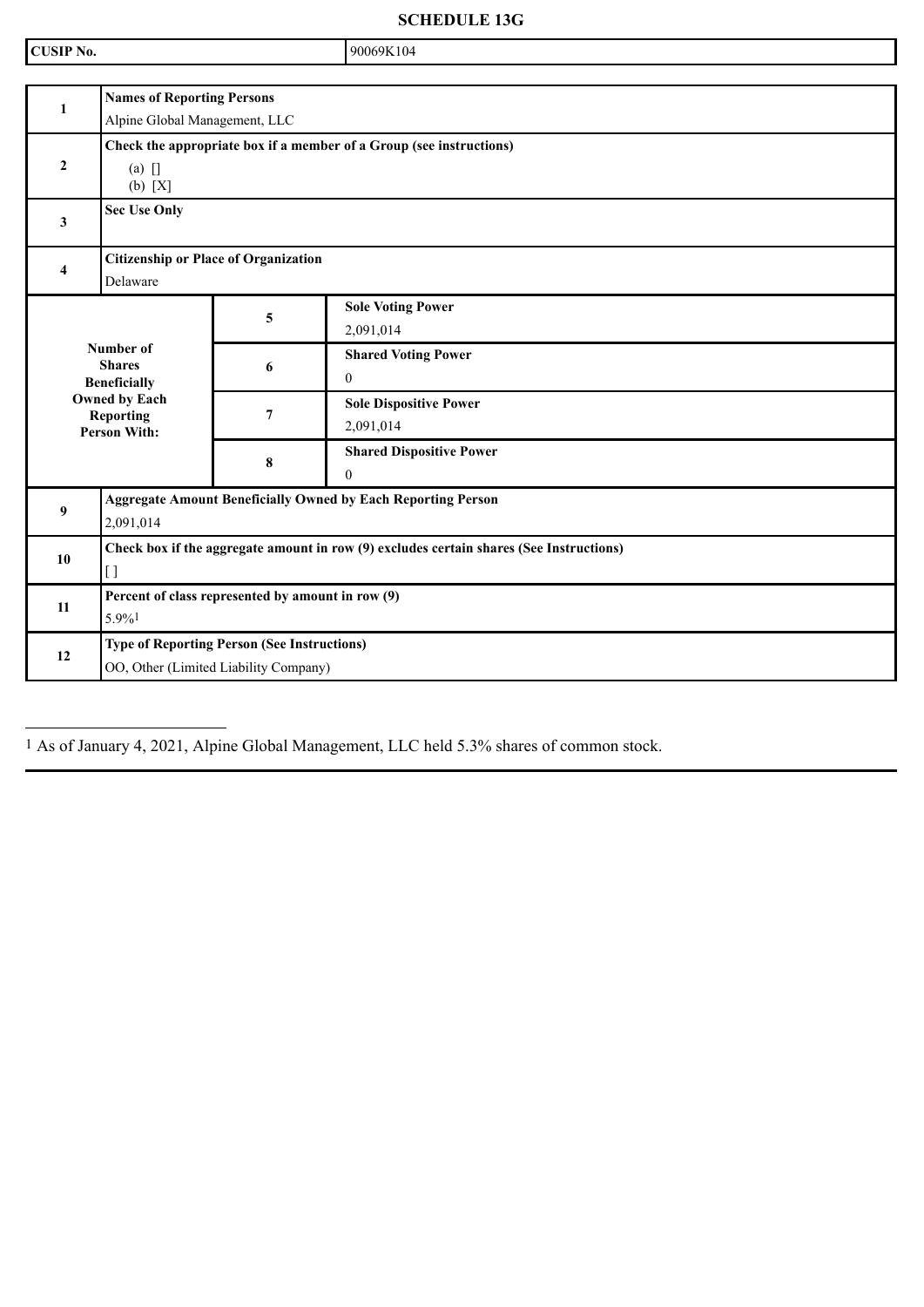**SCHEDULE 13G**

| CUSIP No. | 90069K104 |
|---|---|

| | | | |
|---|---|---|---|
| 1 | **Names of Reporting Persons**<br>Alpine Global Management, LLC | | |
| 2 | **Check the appropriate box if a member of a Group (see instructions)**<br>(a) []<br>(b) [X] | | |
| 3 | **Sec Use Only** | | |
| 4 | **Citizenship or Place of Organization**<br>Delaware | | |
| **Number of Shares Beneficially Owned by Each Reporting Person With:** | | 5 | **Sole Voting Power**<br>2,091,014 |
| | | 6 | **Shared Voting Power**<br>0 |
| | | 7 | **Sole Dispositive Power**<br>2,091,014 |
| | | 8 | **Shared Dispositive Power**<br>0 |
| 9 | **Aggregate Amount Beneficially Owned by Each Reporting Person**<br>2,091,014 | | |
| 10 | **Check box if the aggregate amount in row (9) excludes certain shares (See Instructions)**<br>[ ] | | |
| 11 | **Percent of class represented by amount in row (9)**<br>5.9%[1] | | |
| 12 | **Type of Reporting Person (See Instructions)**<br>OO, Other (Limited Liability Company) | | |

---

[1] As of January 4, 2021, Alpine Global Management, LLC held 5.3% shares of common stock.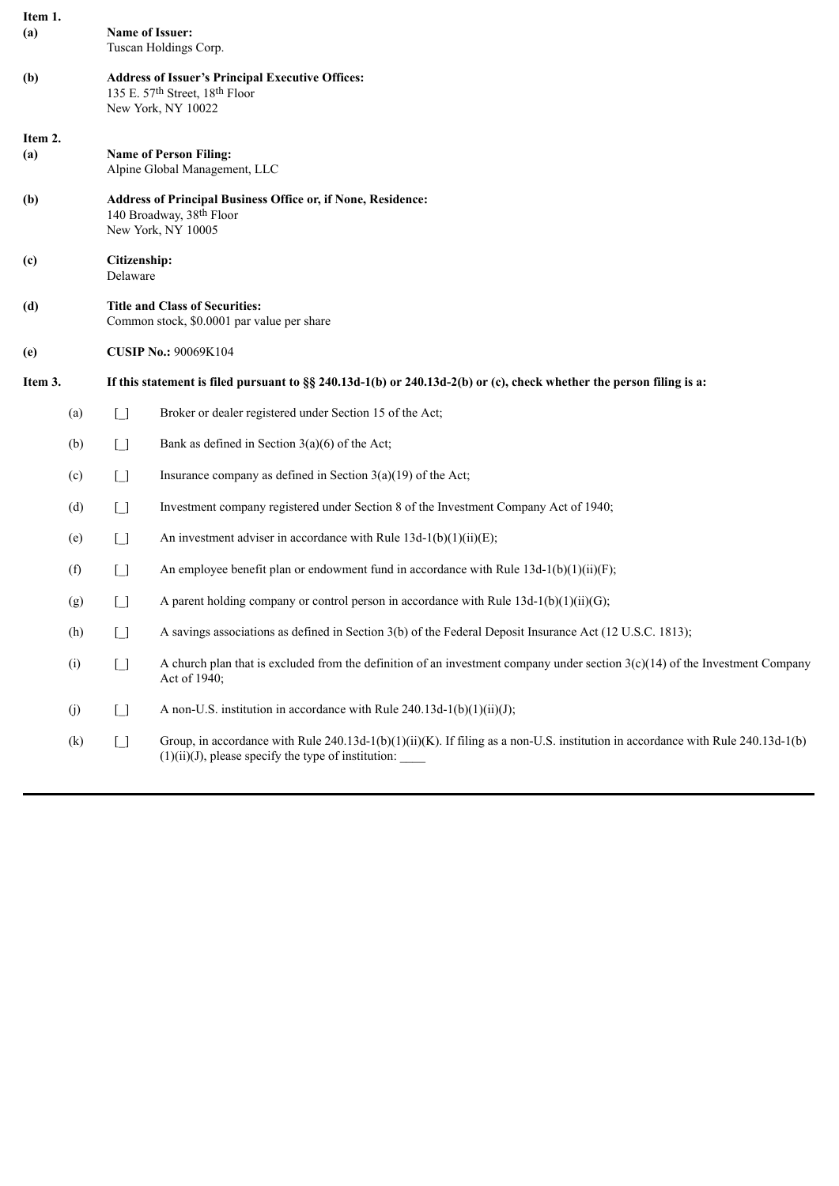**Item 1.**

**(a)** **Name of Issuer:**
Tuscan Holdings Corp.

**(b)** **Address of Issuer's Principal Executive Offices:**
135 E. 57th Street, 18th Floor
New York, NY 10022

**Item 2.**

**(a)** **Name of Person Filing:**
Alpine Global Management, LLC

**(b)** **Address of Principal Business Office or, if None, Residence:**
140 Broadway, 38th Floor
New York, NY 10005

**(c)** **Citizenship:**
Delaware

**(d)** **Title and Class of Securities:**
Common stock, $0.0001 par value per share

**(e)** **CUSIP No.:** 90069K104

**Item 3.** **If this statement is filed pursuant to §§ 240.13d-1(b) or 240.13d-2(b) or (c), check whether the person filing is a:**

(a) [\_] Broker or dealer registered under Section 15 of the Act;

(b) [\_] Bank as defined in Section 3(a)(6) of the Act;

(c) [\_] Insurance company as defined in Section 3(a)(19) of the Act;

(d) [\_] Investment company registered under Section 8 of the Investment Company Act of 1940;

(e) [\_] An investment adviser in accordance with Rule 13d-1(b)(1)(ii)(E);

(f) [\_] An employee benefit plan or endowment fund in accordance with Rule 13d-1(b)(1)(ii)(F);

(g) [\_] A parent holding company or control person in accordance with Rule 13d-1(b)(1)(ii)(G);

(h) [\_] A savings associations as defined in Section 3(b) of the Federal Deposit Insurance Act (12 U.S.C. 1813);

(i) [\_] A church plan that is excluded from the definition of an investment company under section 3(c)(14) of the Investment Company Act of 1940;

(j) [\_] A non-U.S. institution in accordance with Rule 240.13d-1(b)(1)(ii)(J);

(k) [\_] Group, in accordance with Rule 240.13d-1(b)(1)(ii)(K). If filing as a non-U.S. institution in accordance with Rule 240.13d-1(b)(1)(ii)(J), please specify the type of institution: \_\_\_\_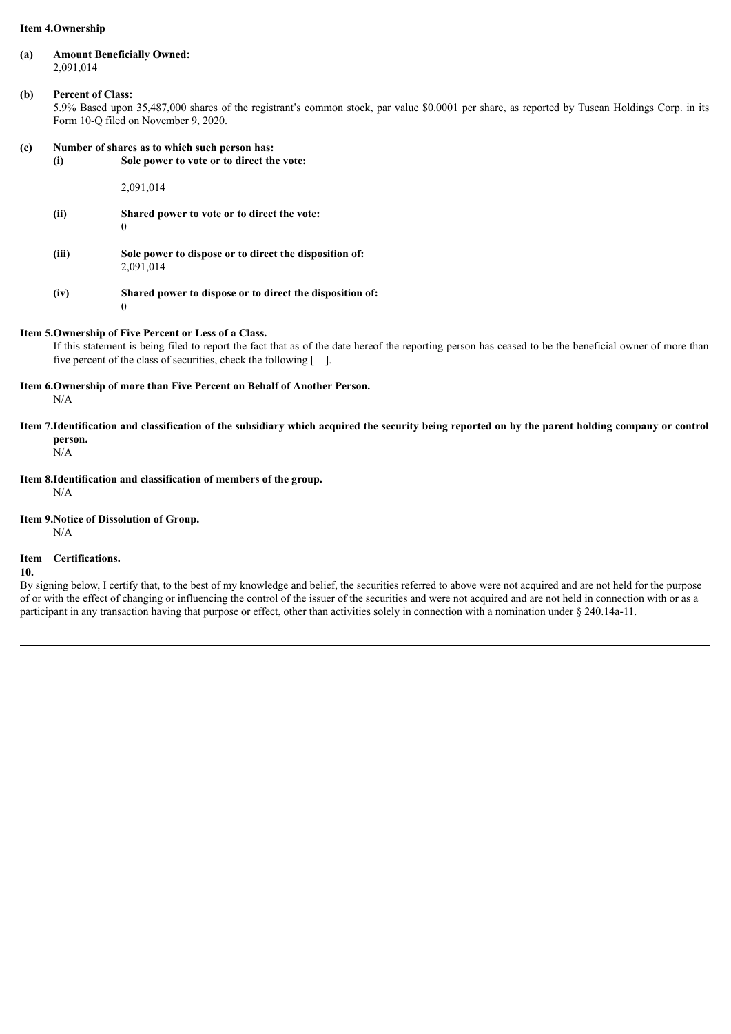**Item 4.Ownership**

**(a) Amount Beneficially Owned:**
2,091,014

**(b) Percent of Class:**
5.9% Based upon 35,487,000 shares of the registrant's common stock, par value $0.0001 per share, as reported by Tuscan Holdings Corp. in its Form 10-Q filed on November 9, 2020.

**(c) Number of shares as to which such person has:**

**(i) Sole power to vote or to direct the vote:**

2,091,014

**(ii) Shared power to vote or to direct the vote:**
0

**(iii) Sole power to dispose or to direct the disposition of:**
2,091,014

**(iv) Shared power to dispose or to direct the disposition of:**
0

**Item 5.Ownership of Five Percent or Less of a Class.**
If this statement is being filed to report the fact that as of the date hereof the reporting person has ceased to be the beneficial owner of more than five percent of the class of securities, check the following [ ].

**Item 6.Ownership of more than Five Percent on Behalf of Another Person.**
N/A

**Item 7.Identification and classification of the subsidiary which acquired the security being reported on by the parent holding company or control person.**
N/A

**Item 8.Identification and classification of members of the group.**
N/A

**Item 9.Notice of Dissolution of Group.**
N/A

**Item 10. Certifications.**

By signing below, I certify that, to the best of my knowledge and belief, the securities referred to above were not acquired and are not held for the purpose of or with the effect of changing or influencing the control of the issuer of the securities and were not acquired and are not held in connection with or as a participant in any transaction having that purpose or effect, other than activities solely in connection with a nomination under § 240.14a-11.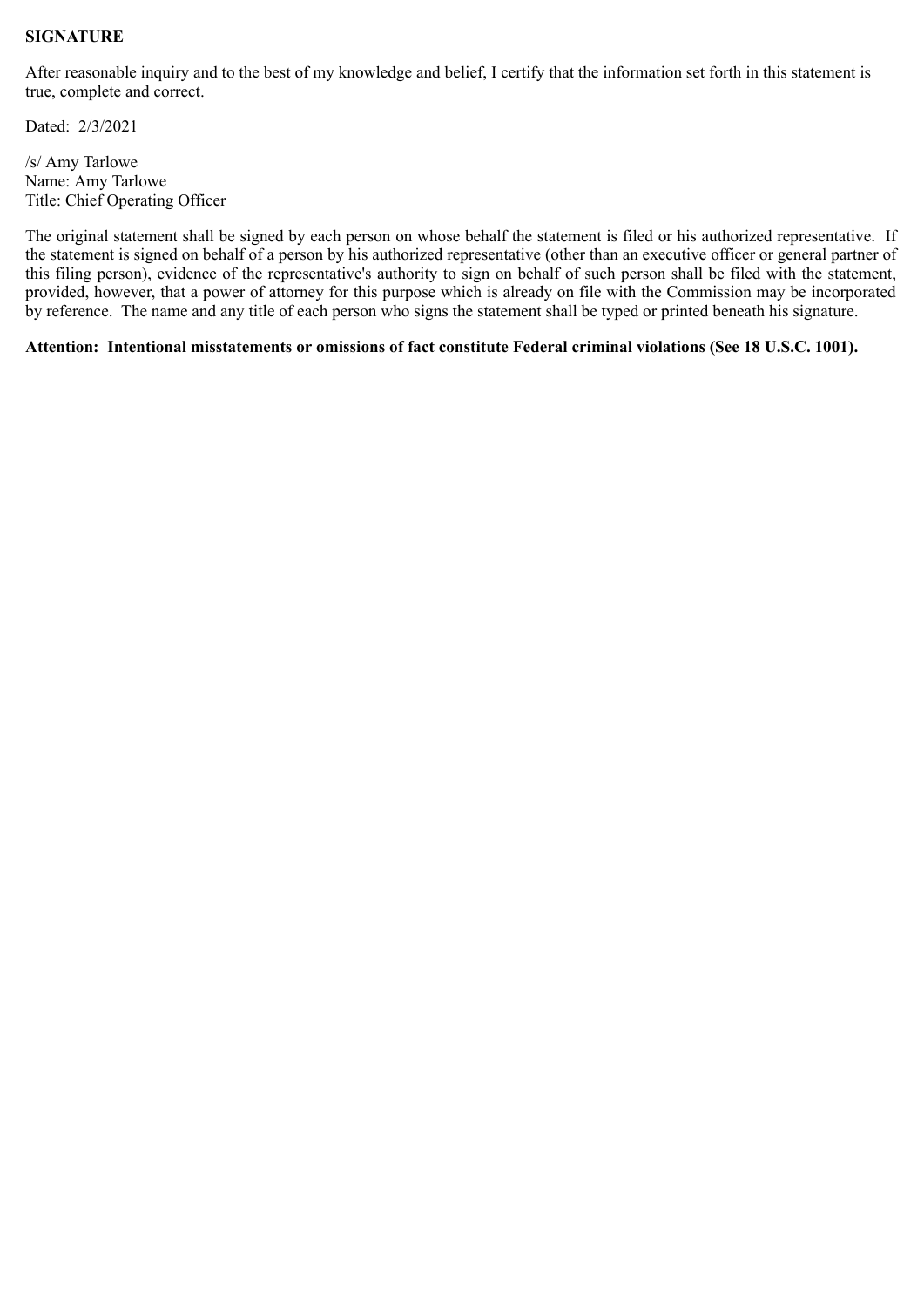**SIGNATURE**

After reasonable inquiry and to the best of my knowledge and belief, I certify that the information set forth in this statement is true, complete and correct.

Dated: 2/3/2021

/s/ Amy Tarlowe
Name: Amy Tarlowe
Title: Chief Operating Officer

The original statement shall be signed by each person on whose behalf the statement is filed or his authorized representative. If the statement is signed on behalf of a person by his authorized representative (other than an executive officer or general partner of this filing person), evidence of the representative's authority to sign on behalf of such person shall be filed with the statement, provided, however, that a power of attorney for this purpose which is already on file with the Commission may be incorporated by reference. The name and any title of each person who signs the statement shall be typed or printed beneath his signature.

**Attention: Intentional misstatements or omissions of fact constitute Federal criminal violations (See 18 U.S.C. 1001).**